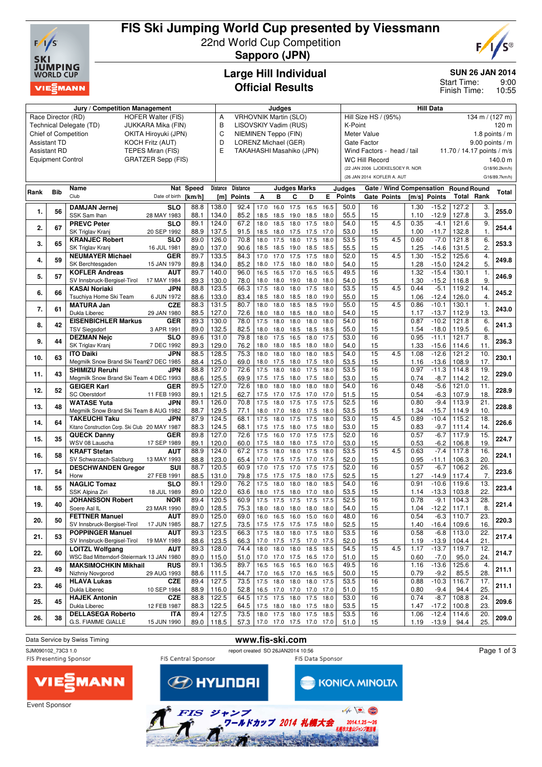# FIS Ski Jumping World Cup presented by Viessmann

22nd World Cup Competition

**Sapporo (JPN)**

## Large Hill Individual
## Official Results

**SUN 26 JAN 2014**
Start Time: 9:00
Finish Time: 10:55

| Jury / Competition Management | | Judges | | Hill Data | |
|---|---|---|---|---|---|
| Race Director (RD) | HOFER Walter (FIS) | A | VRHOVNIK Martin (SLO) | Hill Size HS / (95%) | 134 m / (127 m) |
| Technical Delegate (TD) | JUKKARA Mika (FIN) | B | LISOVSKIY Vadim (RUS) | K-Point | 120 m |
| Chief of Competition | OKITA Hiroyuki (JPN) | C | NIEMINEN Teppo (FIN) | Meter Value | 1.8 points / m |
| Assistant TD | KOCH Fritz (AUT) | D | LORENZ Michael (GER) | Gate Factor | 9.00 points / m |
| Assistant RD | TEPES Miran (FIS) | E | TAKAHASHI Masahiko (JPN) | Wind Factors - head / tail | 11.70 / 14.17 points / m/s |
| Equipment Control | GRATZER Sepp (FIS) | | | WC Hill Record | 140.0 m |
| | | | | (22 JAN 2006 LJOEKELSOEY R. NOR | G18/90.2km/h) |
| | | | | (26 JAN 2014 KOFLER A. AUT | G16/89.7km/h) |

| Rank | Bib | Name / Club | Nat / Date of birth | Speed [km/h] | Distance [m] | Distance Points | A | B | C | D | E | Judges Points | Gate | Gate Points | Wind [m/s] | Wind Points | Round Total | Round Rank | Total |
|---|---|---|---|---|---|---|---|---|---|---|---|---|---|---|---|---|---|---|---|
| 1. | 56 | DAMJAN Jernej | SLO | 88.8 | 138.0 | 92.4 | 17.0 | 16.0 | 17.5 | 16.5 | 16.5 | 50.0 | 16 | | 1.30 | -15.2 | 127.2 | 3. | 255.0 |
| | | SSK Sam Ihan | 28 MAY 1983 | 88.1 | 134.0 | 85.2 | 18.5 | 18.5 | 19.0 | 18.5 | 18.0 | 55.5 | 15 | | 1.10 | -12.9 | 127.8 | 3. | |
| 2. | 67 | PREVC Peter | SLO | 89.1 | 124.0 | 67.2 | 18.0 | 18.5 | 18.0 | 17.5 | 18.0 | 54.0 | 15 | 4.5 | 0.35 | -4.1 | 121.6 | 9. | 254.4 |
| | | SK Triglav Kranj | 20 SEP 1992 | 88.9 | 137.5 | 91.5 | 18.5 | 18.0 | 17.5 | 17.5 | 17.0 | 53.0 | 15 | | 1.00 | -11.7 | 132.8 | 1. | |
| 3. | 65 | KRANJEC Robert | SLO | 89.0 | 126.0 | 70.8 | 18.0 | 17.5 | 18.0 | 17.5 | 18.0 | 53.5 | 15 | 4.5 | 0.60 | -7.0 | 121.8 | 6. | 253.3 |
| | | SK Triglav Kranj | 16 JUL 1981 | 89.0 | 137.0 | 90.6 | 18.5 | 18.5 | 19.0 | 18.5 | 18.5 | 55.5 | 15 | | 1.25 | -14.6 | 131.5 | 2. | |
| 4. | 59 | NEUMAYER Michael | GER | 89.7 | 133.5 | 84.3 | 17.0 | 17.0 | 17.5 | 17.5 | 18.0 | 52.0 | 15 | 4.5 | 1.30 | -15.2 | 125.6 | 4. | 249.8 |
| | | SK Berchtesgaden | 15 JAN 1979 | 89.8 | 134.0 | 85.2 | 18.0 | 17.5 | 18.0 | 18.0 | 18.0 | 54.0 | 15 | | 1.28 | -15.0 | 124.2 | 5. | |
| 5. | 57 | KOFLER Andreas | AUT | 89.7 | 140.0 | 96.0 | 16.5 | 16.5 | 17.0 | 16.5 | 16.5 | 49.5 | 16 | | 1.32 | -15.4 | 130.1 | 1. | 246.9 |
| | | SV Innsbruck-Bergisel-Tirol | 17 MAY 1984 | 89.3 | 130.0 | 78.0 | 18.0 | 18.0 | 19.0 | 18.0 | 18.0 | 54.0 | 15 | | 1.30 | -15.2 | 116.8 | 9. | |
| 6. | 66 | KASAI Noriaki | JPN | 88.8 | 123.5 | 66.3 | 17.5 | 18.0 | 18.0 | 17.5 | 18.0 | 53.5 | 15 | 4.5 | 0.44 | -5.1 | 119.2 | 14. | 245.2 |
| | | Tsuchiya Home Ski Team | 6 JUN 1972 | 88.6 | 133.0 | 83.4 | 18.5 | 18.0 | 18.5 | 18.0 | 19.0 | 55.0 | 15 | | 1.06 | -12.4 | 126.0 | 4. | |
| 7. | 61 | MATURA Jan | CZE | 88.3 | 131.5 | 80.7 | 18.0 | 18.0 | 18.5 | 18.5 | 19.0 | 55.0 | 15 | 4.5 | 0.86 | -10.1 | 130.1 | 1. | 243.0 |
| | | Dukla Liberec | 29 JAN 1980 | 88.5 | 127.0 | 72.6 | 18.0 | 18.0 | 18.5 | 18.0 | 18.0 | 54.0 | 15 | | 1.17 | -13.7 | 112.9 | 13. | |
| 8. | 42 | EISENBICHLER Markus | GER | 89.3 | 130.0 | 78.0 | 17.5 | 18.0 | 18.0 | 18.0 | 18.0 | 54.0 | 16 | | 0.87 | -10.2 | 121.8 | 6. | 241.3 |
| | | TSV Siegsdorf | 3 APR 1991 | 89.0 | 132.5 | 82.5 | 18.0 | 18.0 | 18.5 | 18.5 | 18.5 | 55.0 | 15 | | 1.54 | -18.0 | 119.5 | 6. | |
| 9. | 44 | DEZMAN Nejc | SLO | 89.6 | 131.0 | 79.8 | 18.0 | 17.5 | 16.5 | 18.0 | 17.5 | 53.0 | 16 | | 0.95 | -11.1 | 121.7 | 8. | 236.3 |
| | | SK Triglav Kranj | 7 DEC 1992 | 89.3 | 129.0 | 76.2 | 18.0 | 18.0 | 18.5 | 18.0 | 18.0 | 54.0 | 15 | | 1.33 | -15.6 | 114.6 | 11. | |
| 10. | 63 | ITO Daiki | JPN | 88.5 | 128.5 | 75.3 | 18.0 | 18.0 | 18.0 | 18.0 | 18.5 | 54.0 | 15 | 4.5 | 1.08 | -12.6 | 121.2 | 10. | 230.1 |
| | | Megmilk Snow Brand Ski Team | 27 DEC 1985 | 88.4 | 125.0 | 69.0 | 18.0 | 17.5 | 18.0 | 17.5 | 18.0 | 53.5 | 15 | | 1.16 | -13.6 | 108.9 | 17. | |
| 11. | 43 | SHIMIZU Reruhi | JPN | 88.8 | 127.0 | 72.6 | 17.5 | 18.0 | 18.0 | 17.5 | 18.0 | 53.5 | 16 | | 0.97 | -11.3 | 114.8 | 19. | 229.0 |
| | | Megmilk Snow Brand Ski Team | 4 DEC 1993 | 88.6 | 125.5 | 69.9 | 17.5 | 17.5 | 18.0 | 17.5 | 18.0 | 53.0 | 15 | | 0.74 | -8.7 | 114.2 | 12. | |
| 12. | 52 | GEIGER Karl | GER | 89.5 | 127.0 | 72.6 | 18.0 | 18.0 | 18.0 | 18.0 | 18.0 | 54.0 | 16 | | 0.48 | -5.6 | 121.0 | 11. | 228.9 |
| | | SC Oberstdorf | 11 FEB 1993 | 89.1 | 121.5 | 62.7 | 17.5 | 17.0 | 17.5 | 17.0 | 17.0 | 51.5 | 15 | | 0.54 | -6.3 | 107.9 | 18. | |
| 13. | 48 | WATASE Yuta | JPN | 89.1 | 126.0 | 70.8 | 17.5 | 18.0 | 17.5 | 17.5 | 17.5 | 52.5 | 16 | | 0.80 | -9.4 | 113.9 | 21. | 228.8 |
| | | Megmilk Snow Brand Ski Team | 8 AUG 1982 | 88.7 | 129.5 | 77.1 | 18.0 | 17.0 | 18.0 | 17.5 | 18.0 | 53.5 | 15 | | 1.34 | -15.7 | 114.9 | 10. | |
| 14. | 64 | TAKEUCHI Taku | JPN | 87.9 | 124.5 | 68.1 | 17.5 | 18.0 | 17.5 | 17.5 | 18.0 | 53.0 | 15 | 4.5 | 0.89 | -10.4 | 115.2 | 18. | 226.6 |
| | | Kitano Construction Corp. Ski Club | 20 MAY 1987 | 88.3 | 124.5 | 68.1 | 17.5 | 17.5 | 18.0 | 17.5 | 18.0 | 53.0 | 15 | | 0.83 | -9.7 | 111.4 | 14. | |
| 15. | 35 | QUECK Danny | GER | 89.8 | 127.0 | 72.6 | 17.5 | 16.0 | 17.0 | 17.5 | 17.5 | 52.0 | 16 | | 0.57 | -6.7 | 117.9 | 15. | 224.7 |
| | | WSV 08 Lauscha | 17 SEP 1989 | 89.1 | 120.0 | 60.0 | 17.5 | 18.0 | 18.0 | 17.5 | 17.0 | 53.0 | 15 | | 0.53 | -6.2 | 106.8 | 19. | |
| 16. | 58 | KRAFT Stefan | AUT | 88.9 | 124.0 | 67.2 | 17.5 | 18.0 | 18.0 | 17.5 | 18.0 | 53.5 | 15 | 4.5 | 0.63 | -7.4 | 117.8 | 16. | 224.1 |
| | | SV Schwarzach-Salzburg | 13 MAY 1993 | 88.8 | 123.0 | 65.4 | 17.0 | 17.5 | 17.5 | 17.0 | 17.5 | 52.0 | 15 | | 0.95 | -11.1 | 106.3 | 20. | |
| 17. | 54 | DESCHWANDEN Gregor | SUI | 88.7 | 120.5 | 60.9 | 17.0 | 17.5 | 17.0 | 17.5 | 17.5 | 52.0 | 16 | | 0.57 | -6.7 | 106.2 | 26. | 223.6 |
| | | Horw | 27 FEB 1991 | 88.5 | 131.0 | 79.8 | 17.5 | 17.5 | 17.5 | 18.0 | 17.5 | 52.5 | 15 | | 1.27 | -14.9 | 117.4 | 7. | |
| 18. | 55 | NAGLIC Tomaz | SLO | 89.1 | 129.0 | 76.2 | 17.5 | 18.0 | 18.0 | 18.0 | 18.5 | 54.0 | 16 | | 0.91 | -10.6 | 119.6 | 13. | 223.4 |
| | | SSK Alpina Ziri | 18 JUL 1989 | 89.0 | 122.0 | 63.6 | 18.0 | 17.5 | 18.0 | 17.0 | 18.0 | 53.5 | 15 | | 1.14 | -13.3 | 103.8 | 22. | |
| 19. | 40 | JOHANSSON Robert | NOR | 89.4 | 120.5 | 60.9 | 17.5 | 17.5 | 17.5 | 17.5 | 17.5 | 52.5 | 16 | | 0.78 | -9.1 | 104.3 | 28. | 221.4 |
| | | Soere Aal IL | 23 MAR 1990 | 89.0 | 128.5 | 75.3 | 18.0 | 18.0 | 18.0 | 18.0 | 18.0 | 54.0 | 15 | | 1.04 | -12.2 | 117.1 | 8. | |
| 20. | 50 | FETTNER Manuel | AUT | 89.0 | 125.0 | 69.0 | 16.0 | 16.5 | 16.0 | 15.0 | 16.0 | 48.0 | 16 | | 0.54 | -6.3 | 110.7 | 23. | 220.3 |
| | | SV Innsbruck-Bergisel-Tirol | 17 JUN 1985 | 88.7 | 127.5 | 73.5 | 17.5 | 17.5 | 17.5 | 17.5 | 18.0 | 52.5 | 15 | | 1.40 | -16.4 | 109.6 | 16. | |
| 21. | 53 | POPPINGER Manuel | AUT | 89.3 | 123.5 | 66.3 | 17.5 | 18.0 | 18.0 | 17.5 | 18.0 | 53.5 | 16 | | 0.58 | -6.8 | 113.0 | 22. | 217.4 |
| | | SV Innsbruck-Bergisel-Tirol | 19 MAY 1989 | 88.6 | 123.5 | 66.3 | 17.0 | 17.5 | 17.5 | 17.0 | 17.5 | 52.0 | 15 | | 1.19 | -13.9 | 104.4 | 21. | |
| 22. | 60 | LOITZL Wolfgang | AUT | 89.3 | 128.0 | 74.4 | 18.0 | 18.0 | 18.0 | 18.5 | 18.5 | 54.5 | 15 | 4.5 | 1.17 | -13.7 | 119.7 | 12. | 214.7 |
| | | WSC Bad Mitterndorf-Steiermark | 13 JAN 1980 | 89.0 | 115.0 | 51.0 | 17.0 | 17.0 | 17.5 | 16.5 | 17.0 | 51.0 | 15 | | 0.60 | -7.0 | 95.0 | 24. | |
| 23. | 49 | MAKSIMOCHKIN Mikhail | RUS | 89.1 | 136.5 | 89.7 | 16.5 | 16.5 | 16.5 | 16.0 | 16.5 | 49.5 | 16 | | 1.16 | -13.6 | 125.6 | 4. | 211.1 |
| | | Nizhniy Novgorod | 29 AUG 1993 | 88.6 | 111.5 | 44.7 | 17.0 | 16.5 | 17.0 | 16.5 | 16.5 | 50.0 | 15 | | 0.79 | -9.2 | 85.5 | 28. | |
| 23. | 46 | HLAVA Lukas | CZE | 89.4 | 127.5 | 73.5 | 17.5 | 18.0 | 18.0 | 18.0 | 17.5 | 53.5 | 16 | | 0.88 | -10.3 | 116.7 | 17. | 211.1 |
| | | Dukla Liberec | 10 SEP 1984 | 88.9 | 116.0 | 52.8 | 16.5 | 17.0 | 17.0 | 17.0 | 17.0 | 51.0 | 15 | | 0.80 | -9.4 | 94.4 | 25. | |
| 25. | 45 | HAJEK Antonin | CZE | 88.8 | 122.5 | 64.5 | 17.5 | 17.5 | 18.0 | 17.5 | 18.0 | 53.0 | 16 | | 0.74 | -8.7 | 108.8 | 24. | 209.6 |
| | | Dukla Liberec | 12 FEB 1987 | 88.3 | 122.5 | 64.5 | 17.5 | 18.0 | 18.0 | 17.5 | 18.0 | 53.5 | 15 | | 1.47 | -17.2 | 100.8 | 23. | |
| 26. | 38 | DELLASEGA Roberto | ITA | 89.4 | 127.5 | 73.5 | 18.0 | 17.5 | 18.0 | 17.5 | 18.5 | 53.5 | 16 | | 1.06 | -12.4 | 114.6 | 20. | 209.0 |
| | | G.S. FIAMME GIALLE | 15 JUN 1990 | 89.0 | 118.5 | 57.3 | 17.0 | 17.0 | 17.5 | 17.0 | 17.0 | 51.0 | 15 | | 1.19 | -13.9 | 94.4 | 25. | |

Data Service by Swiss Timing

www.fis-ski.com

SJM090102_73C3 1.0 report created SO 26JAN2014 10:56

FIS Presenting Sponsor: VIESSMANN — FIS Central Sponsor: HYUNDAI — FIS Data Sponsor: KONICA MINOLTA

Event Sponsor

FIS ジャンプ ワールドカップ 2014 札幌大会 2014.1.25～26 札幌市大倉山ジャンプ競技場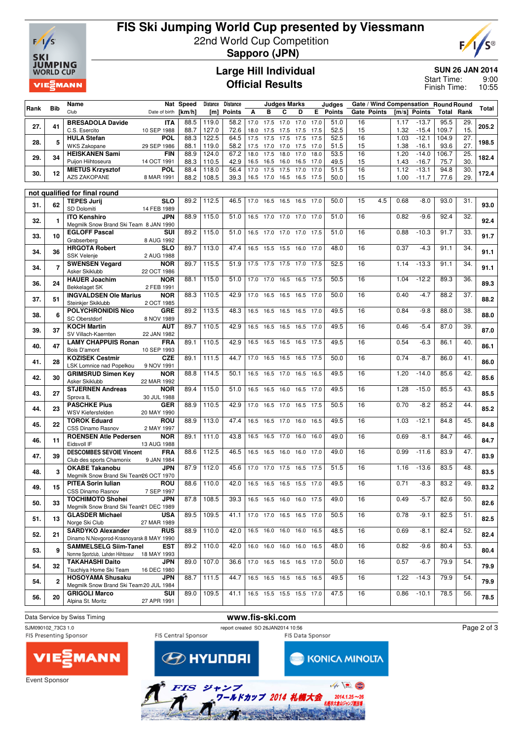# FIS Ski Jumping World Cup presented by Viessmann

22nd World Cup Competition

**Sapporo (JPN)**

## Large Hill Individual
## Official Results

**SUN 26 JAN 2014**

Start Time: 9:00
Finish Time: 10:55

| Rank | Bib | Name / Club | Nat / Date of birth | Speed [km/h] | Distance [m] | Distance Points | A | B | C | D | E | Judges Points | Gate | Gate Points | Wind [m/s] | Wind Points | Round Total | Round Rank | Total |
|---|---|---|---|---|---|---|---|---|---|---|---|---|---|---|---|---|---|---|---|
| 27. | 41 | **BRESADOLA Davide** | **ITA** | 88.5 | 119.0 | 58.2 | 17.0 | 17.5 | 17.0 | 17.0 | 17.0 | 51.0 | 16 | | 1.17 | -13.7 | 95.5 | 29. | 205.2 |
| | | C.S. Esercito | 10 SEP 1988 | 88.7 | 127.0 | 72.6 | 18.0 | 17.5 | 17.5 | 17.5 | 17.5 | 52.5 | 15 | | 1.32 | -15.4 | 109.7 | 15. | |
| 28. | 5 | **HULA Stefan** | **POL** | 88.3 | 122.5 | 64.5 | 17.5 | 17.5 | 17.5 | 17.5 | 17.5 | 52.5 | 16 | | 1.03 | -12.1 | 104.9 | 27. | 198.5 |
| | | WKS Zakopane | 29 SEP 1986 | 88.1 | 119.0 | 58.2 | 17.5 | 17.0 | 17.0 | 17.5 | 17.0 | 51.5 | 15 | | 1.38 | -16.1 | 93.6 | 27. | |
| 29. | 34 | **HEISKANEN Sami** | **FIN** | 88.9 | 124.0 | 67.2 | 18.0 | 17.5 | 18.0 | 17.0 | 18.0 | 53.5 | 16 | | 1.20 | -14.0 | 106.7 | 25. | 182.4 |
| | | Puijon Hiihtoseura | 14 OCT 1991 | 88.3 | 110.5 | 42.9 | 16.5 | 16.5 | 16.0 | 16.5 | 17.0 | 49.5 | 15 | | 1.43 | -16.7 | 75.7 | 30. | |
| 30. | 12 | **MIETUS Krzysztof** | **POL** | 88.4 | 118.0 | 56.4 | 17.0 | 17.5 | 17.5 | 17.0 | 17.0 | 51.5 | 16 | | 1.12 | -13.1 | 94.8 | 30. | 172.4 |
| | | AZS ZAKOPANE | 8 MAR 1991 | 88.2 | 108.5 | 39.3 | 16.5 | 17.0 | 16.5 | 16.5 | 17.5 | 50.0 | 15 | | 1.00 | -11.7 | 77.6 | 29. | |

### not qualified for final round

| Rank | Bib | Name / Club | Nat / Date of birth | Speed [km/h] | Distance [m] | Distance Points | A | B | C | D | E | Judges Points | Gate | Gate Points | Wind [m/s] | Wind Points | Round Total | Round Rank | Total |
|---|---|---|---|---|---|---|---|---|---|---|---|---|---|---|---|---|---|---|---|
| 31. | 62 | **TEPES Jurij** / SD Dolomiti | **SLO** / 14 FEB 1989 | 89.2 | 112.5 | 46.5 | 17.0 | 16.5 | 16.5 | 16.5 | 17.0 | 50.0 | 15 | 4.5 | 0.68 | -8.0 | 93.0 | 31. | 93.0 |
| 32. | 1 | **ITO Kenshiro** / Megmilk Snow Brand Ski Team | **JPN** / 8 JAN 1990 | 88.9 | 115.0 | 51.0 | 16.5 | 17.0 | 17.0 | 17.0 | 17.0 | 51.0 | 16 | | 0.82 | -9.6 | 92.4 | 32. | 92.4 |
| 33. | 10 | **EGLOFF Pascal** / Grabserberg | **SUI** / 8 AUG 1992 | 89.2 | 115.0 | 51.0 | 16.5 | 17.0 | 17.0 | 17.0 | 17.5 | 51.0 | 16 | | 0.88 | -10.3 | 91.7 | 33. | 91.7 |
| 34. | 36 | **HRGOTA Robert** / SSK Velenje | **SLO** / 2 AUG 1988 | 89.7 | 113.0 | 47.4 | 16.5 | 15.5 | 15.5 | 16.0 | 17.0 | 48.0 | 16 | | 0.37 | -4.3 | 91.1 | 34. | 91.1 |
| 34. | 7 | **SWENSEN Vegard** / Asker Skiklubb | **NOR** / 22 OCT 1986 | 89.7 | 115.5 | 51.9 | 17.5 | 17.5 | 17.5 | 17.0 | 17.5 | 52.5 | 16 | | 1.14 | -13.3 | 91.1 | 34. | 91.1 |
| 36. | 24 | **HAUER Joachim** / Bekkelaget SK | **NOR** / 2 FEB 1991 | 88.1 | 115.0 | 51.0 | 17.0 | 17.0 | 16.5 | 16.5 | 17.5 | 50.5 | 16 | | 1.04 | -12.2 | 89.3 | 36. | 89.3 |
| 37. | 51 | **INGVALDSEN Ole Marius** / Steinkjer Skiklubb | **NOR** / 2 OCT 1985 | 88.3 | 110.5 | 42.9 | 17.0 | 16.5 | 16.5 | 16.5 | 17.0 | 50.0 | 16 | | 0.40 | -4.7 | 88.2 | 37. | 88.2 |
| 38. | 6 | **POLYCHRONIDIS Nico** / SC Oberstdorf | **GRE** / 8 NOV 1989 | 89.2 | 113.5 | 48.3 | 16.5 | 16.5 | 16.5 | 16.5 | 17.0 | 49.5 | 16 | | 0.84 | -9.8 | 88.0 | 38. | 88.0 |
| 39. | 37 | **KOCH Martin** / SV Villach-Kaernten | **AUT** / 22 JAN 1982 | 89.7 | 110.5 | 42.9 | 16.5 | 16.5 | 16.5 | 16.5 | 17.0 | 49.5 | 16 | | 0.46 | -5.4 | 87.0 | 39. | 87.0 |
| 40. | 47 | **LAMY CHAPPUIS Ronan** / Bois D'amont | **FRA** / 10 SEP 1993 | 89.1 | 110.5 | 42.9 | 16.5 | 16.5 | 16.5 | 16.5 | 17.5 | 49.5 | 16 | | 0.54 | -6.3 | 86.1 | 40. | 86.1 |
| 41. | 28 | **KOZISEK Cestmir** / LSK Lomnice nad Popelkou | **CZE** / 9 NOV 1991 | 89.1 | 111.5 | 44.7 | 17.0 | 16.5 | 16.5 | 16.5 | 17.5 | 50.0 | 16 | | 0.74 | -8.7 | 86.0 | 41. | 86.0 |
| 42. | 30 | **GRIMSRUD Simen Key** / Asker Skiklubb | **NOR** / 22 MAR 1992 | 88.8 | 114.5 | 50.1 | 16.5 | 16.5 | 17.0 | 16.5 | 16.5 | 49.5 | 16 | | 1.20 | -14.0 | 85.6 | 42. | 85.6 |
| 43. | 27 | **STJERNEN Andreas** / Sprova IL | **NOR** / 30 JUL 1988 | 89.4 | 115.0 | 51.0 | 16.5 | 16.5 | 16.0 | 16.5 | 17.0 | 49.5 | 16 | | 1.28 | -15.0 | 85.5 | 43. | 85.5 |
| 44. | 23 | **PASCHKE Pius** / WSV Kiefersfelden | **GER** / 20 MAY 1990 | 88.9 | 110.5 | 42.9 | 17.0 | 16.5 | 17.0 | 16.5 | 17.5 | 50.5 | 16 | | 0.70 | -8.2 | 85.2 | 44. | 85.2 |
| 45. | 22 | **TOROK Eduard** / CSS Dinamo Rasnov | **ROU** / 2 MAY 1997 | 88.9 | 113.0 | 47.4 | 16.5 | 16.5 | 17.0 | 16.0 | 16.5 | 49.5 | 16 | | 1.03 | -12.1 | 84.8 | 45. | 84.8 |
| 46. | 11 | **ROENSEN Atle Pedersen** / Eidsvoll IF | **NOR** / 13 AUG 1988 | 89.1 | 111.0 | 43.8 | 16.5 | 16.5 | 17.0 | 16.0 | 16.0 | 49.0 | 16 | | 0.69 | -8.1 | 84.7 | 46. | 84.7 |
| 47. | 39 | **DESCOMBES SEVOIE Vincent** / Club des sports Chamonix | **FRA** / 9 JAN 1984 | 88.6 | 112.5 | 46.5 | 16.5 | 16.5 | 16.0 | 16.0 | 17.0 | 49.0 | 16 | | 0.99 | -11.6 | 83.9 | 47. | 83.9 |
| 48. | 3 | **OKABE Takanobu** / Megmilk Snow Brand Ski Team | **JPN** / 26 OCT 1970 | 87.9 | 112.0 | 45.6 | 17.0 | 17.0 | 17.5 | 16.5 | 17.5 | 51.5 | 16 | | 1.16 | -13.6 | 83.5 | 48. | 83.5 |
| 49. | 15 | **PITEA Sorin Iulian** / CSS Dinamo Rasnov | **ROU** / 7 SEP 1997 | 88.6 | 110.0 | 42.0 | 16.5 | 16.5 | 16.5 | 15.5 | 17.0 | 49.5 | 16 | | 0.71 | -8.3 | 83.2 | 49. | 83.2 |
| 50. | 33 | **TOCHIMOTO Shohei** / Megmilk Snow Brand Ski Team | **JPN** / 21 DEC 1989 | 87.8 | 108.5 | 39.3 | 16.5 | 16.5 | 16.0 | 16.0 | 17.5 | 49.0 | 16 | | 0.49 | -5.7 | 82.6 | 50. | 82.6 |
| 51. | 13 | **GLASDER Michael** / Norge Ski Club | **USA** / 27 MAR 1989 | 89.5 | 109.5 | 41.1 | 17.0 | 17.0 | 16.5 | 16.5 | 17.0 | 50.5 | 16 | | 0.78 | -9.1 | 82.5 | 51. | 82.5 |
| 52. | 21 | **SARDYKO Alexander** / Dinamo N.Novgorod-Krasnoyarsk | **RUS** / 8 MAY 1990 | 88.9 | 110.0 | 42.0 | 16.5 | 16.0 | 16.0 | 16.0 | 16.5 | 48.5 | 16 | | 0.69 | -8.1 | 82.4 | 52. | 82.4 |
| 53. | 9 | **SAMMELSELG Siim-Tanel** / Nomme Sportclub, Lahden Hiihtoseura | **EST** / 18 MAY 1993 | 89.2 | 110.0 | 42.0 | 16.0 | 16.0 | 16.0 | 16.0 | 16.5 | 48.0 | 16 | | 0.82 | -9.6 | 80.4 | 53. | 80.4 |
| 54. | 32 | **TAKAHASHI Daito** / Tsuchiya Home Ski Team | **JPN** / 16 DEC 1980 | 89.0 | 107.0 | 36.6 | 17.0 | 16.5 | 16.5 | 16.5 | 17.0 | 50.0 | 16 | | 0.57 | -6.7 | 79.9 | 54. | 79.9 |
| 54. | 2 | **HOSOYAMA Shusaku** / Megmilk Snow Brand Ski Team | **JPN** / 20 JUL 1984 | 88.7 | 111.5 | 44.7 | 16.5 | 16.5 | 16.5 | 16.5 | 16.5 | 49.5 | 16 | | 1.22 | -14.3 | 79.9 | 54. | 79.9 |
| 56. | 20 | **GRIGOLI Marco** / Alpina St. Moritz | **SUI** / 27 APR 1991 | 89.0 | 109.5 | 41.1 | 16.5 | 15.5 | 15.5 | 15.5 | 17.0 | 47.5 | 16 | | 0.86 | -10.1 | 78.5 | 56. | 78.5 |

Data Service by Swiss Timing

www.fis-ski.com

SJM090102_73C3 1.0 — report created SO 26JAN2014 10:56

FIS Presenting Sponsor: VIESSMANN — FIS Central Sponsor: HYUNDAI — FIS Data Sponsor: KONICA MINOLTA

Event Sponsor

FIS ジャンプ ワールドカップ 2014 札幌大会 2014.1.25〜26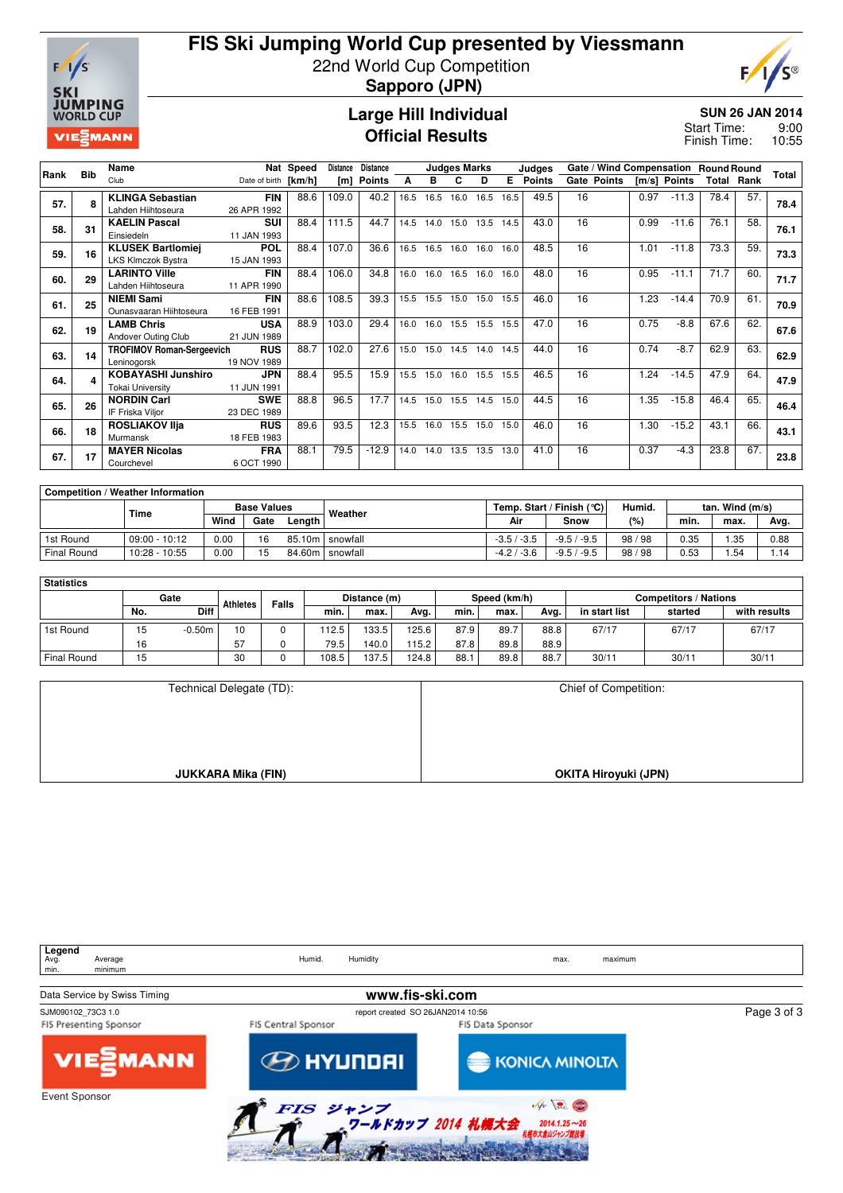# FIS Ski Jumping World Cup presented by Viessmann

22nd World Cup Competition

**Sapporo (JPN)**

## Large Hill Individual
## Official Results

**SUN 26 JAN 2014**
Start Time: 9:00
Finish Time: 10:55

| Rank | Bib | Name / Club | Nat / Date of birth | Speed [km/h] | Distance [m] | Distance Points | A | B | C | D | E | Judges Points | Gate | Gate Points | Wind [m/s] | Wind Points | Round Total | Round Rank | Total |
|---|---|---|---|---|---|---|---|---|---|---|---|---|---|---|---|---|---|---|---|
| 57. | 8 | KLINGA Sebastian / Lahden Hiihtoseura | FIN / 26 APR 1992 | 88.6 | 109.0 | 40.2 | 16.5 | 16.5 | 16.0 | 16.5 | 16.5 | 49.5 | 16 | | 0.97 | -11.3 | 78.4 | 57. | 78.4 |
| 58. | 31 | KAELIN Pascal / Einsiedeln | SUI / 11 JAN 1993 | 88.4 | 111.5 | 44.7 | 14.5 | 14.0 | 15.0 | 13.5 | 14.5 | 43.0 | 16 | | 0.99 | -11.6 | 76.1 | 58. | 76.1 |
| 59. | 16 | KLUSEK Bartlomiej / LKS Klmczok Bystra | POL / 15 JAN 1993 | 88.4 | 107.0 | 36.6 | 16.5 | 16.5 | 16.0 | 16.0 | 16.0 | 48.5 | 16 | | 1.01 | -11.8 | 73.3 | 59. | 73.3 |
| 60. | 29 | LARINTO Ville / Lahden Hiihtoseura | FIN / 11 APR 1990 | 88.4 | 106.0 | 34.8 | 16.0 | 16.0 | 16.5 | 16.0 | 16.0 | 48.0 | 16 | | 0.95 | -11.1 | 71.7 | 60. | 71.7 |
| 61. | 25 | NIEMI Sami / Ounasvaaran Hiihtoseura | FIN / 16 FEB 1991 | 88.6 | 108.5 | 39.3 | 15.5 | 15.5 | 15.0 | 15.0 | 15.5 | 46.0 | 16 | | 1.23 | -14.4 | 70.9 | 61. | 70.9 |
| 62. | 19 | LAMB Chris / Andover Outing Club | USA / 21 JUN 1989 | 88.9 | 103.0 | 29.4 | 16.0 | 16.0 | 15.5 | 15.5 | 15.5 | 47.0 | 16 | | 0.75 | -8.8 | 67.6 | 62. | 67.6 |
| 63. | 14 | TROFIMOV Roman-Sergeevich / Leninogorsk | RUS / 19 NOV 1989 | 88.7 | 102.0 | 27.6 | 15.0 | 15.0 | 14.5 | 14.0 | 14.5 | 44.0 | 16 | | 0.74 | -8.7 | 62.9 | 63. | 62.9 |
| 64. | 4 | KOBAYASHI Junshiro / Tokai University | JPN / 11 JUN 1991 | 88.4 | 95.5 | 15.9 | 15.5 | 15.0 | 16.0 | 15.5 | 15.5 | 46.5 | 16 | | 1.24 | -14.5 | 47.9 | 64. | 47.9 |
| 65. | 26 | NORDIN Carl / IF Friska Viljor | SWE / 23 DEC 1989 | 88.8 | 96.5 | 17.7 | 14.5 | 15.0 | 15.5 | 14.5 | 15.0 | 44.5 | 16 | | 1.35 | -15.8 | 46.4 | 65. | 46.4 |
| 66. | 18 | ROSLIAKOV Ilja / Murmansk | RUS / 18 FEB 1983 | 89.6 | 93.5 | 12.3 | 15.5 | 16.0 | 15.5 | 15.0 | 15.0 | 46.0 | 16 | | 1.30 | -15.2 | 43.1 | 66. | 43.1 |
| 67. | 17 | MAYER Nicolas / Courchevel | FRA / 6 OCT 1990 | 88.1 | 79.5 | -12.9 | 14.0 | 14.0 | 13.5 | 13.5 | 13.0 | 41.0 | 16 | | 0.37 | -4.3 | 23.8 | 67. | 23.8 |

**Competition / Weather Information**

| | Time | Base Values Wind | Base Values Gate | Base Values Length | Weather | Temp. Start / Finish (°C) Air | Temp. Start / Finish (°C) Snow | Humid. (%) | tan. Wind (m/s) min. | tan. Wind (m/s) max. | tan. Wind (m/s) Avg. |
|---|---|---|---|---|---|---|---|---|---|---|---|
| 1st Round | 09:00 - 10:12 | 0.00 | 16 | 85.10m | snowfall | -3.5 / -3.5 | -9.5 / -9.5 | 98 / 98 | 0.35 | 1.35 | 0.88 |
| Final Round | 10:28 - 10:55 | 0.00 | 15 | 84.60m | snowfall | -4.2 / -3.6 | -9.5 / -9.5 | 98 / 98 | 0.53 | 1.54 | 1.14 |

**Statistics**

| | Gate No. | Gate Diff | Athletes | Falls | Distance (m) min. | Distance (m) max. | Distance (m) Avg. | Speed (km/h) min. | Speed (km/h) max. | Speed (km/h) Avg. | Competitors / Nations in start list | Competitors / Nations started | Competitors / Nations with results |
|---|---|---|---|---|---|---|---|---|---|---|---|---|---|
| 1st Round | 15 | -0.50m | 10 | 0 | 112.5 | 133.5 | 125.6 | 87.9 | 89.7 | 88.8 | 67/17 | 67/17 | 67/17 |
| | 16 | | 57 | 0 | 79.5 | 140.0 | 115.2 | 87.8 | 89.8 | 88.9 | | | |
| Final Round | 15 | | 30 | 0 | 108.5 | 137.5 | 124.8 | 88.1 | 89.8 | 88.7 | 30/11 | 30/11 | 30/11 |

Technical Delegate (TD): **JUKKARA Mika (FIN)**

Chief of Competition: **OKITA Hiroyuki (JPN)**

**Legend**
Avg. Average
min. minimum
Humid. Humidity
max. maximum

Data Service by Swiss Timing
www.fis-ski.com
SJM090102_73C3 1.0
report created SO 26JAN2014 10:56

FIS Presenting Sponsor: VIESMANN
FIS Central Sponsor: HYUNDAI
FIS Data Sponsor: KONICA MINOLTA
Event Sponsor

FIS ジャンプ ワールドカップ 2014 札幌大会 2014.1.25～26 札幌市大倉山ジャンプ競技場